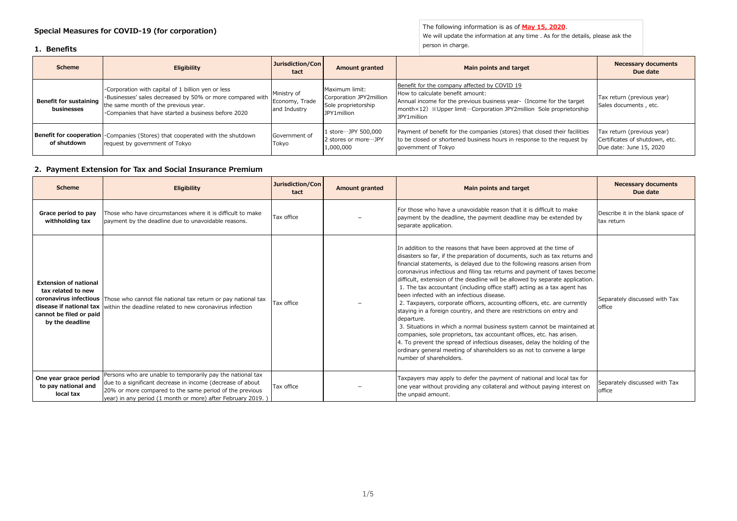# Special Measures for COVID-19 (for corporation)

The following information is as of **May 15, 2020**.
We will update the information at any time . As for the details, please ask the person in charge.

## 1. Benefits

| Scheme | Eligibility | Jurisdiction/Contact | Amount granted | Main points and target | Necessary documents Due date |
|---|---|---|---|---|---|
| **Benefit for sustaining businesses** | ·Corporation with capital of 1 billion yen or less<br>·Businesses' sales decreased by 50% or more compared with the same month of the previous year.<br>·Companies that have started a business before 2020 | Ministry of Economy, Trade and Industry | Maximum limit:<br>Corporation JPY2million<br>Sole proprietorship JPY1million | Benefit for the company affected by COVID 19<br>How to calculate benefit amount:<br>Annual income for the previous business year-（Income for the target month×12）※Upper limit…Corporation JPY2million Sole proprietorship JPY1million | Tax return (previous year)<br>Sales documents , etc. |
| **Benefit for cooperation of shutdown** | ·Companies (Stores) that cooperated with the shutdown request by government of Tokyo | Government of Tokyo | 1 store…JPY 500,000<br>2 stores or more…JPY 1,000,000 | Payment of benefit for the companies (stores) that closed their facilities to be closed or shortened business hours in response to the request by government of Tokyo | Tax return (previous year)<br>Certificates of shutdown, etc.<br>Due date: June 15, 2020 |

## 2. Payment Extension for Tax and Social Insurance Premium

| Scheme | Eligibility | Jurisdiction/Contact | Amount granted | Main points and target | Necessary documents Due date |
|---|---|---|---|---|---|
| **Grace period to pay withholding tax** | Those who have circumstances where it is difficult to make payment by the deadline due to unavoidable reasons. | Tax office | – | For those who have a unavoidable reason that it is difficult to make payment by the deadline, the payment deadline may be extended by separate application. | Describe it in the blank space of tax return |
| **Extension of national tax related to new coronavirus infectious disease if national tax cannot be filed or paid by the deadline** | Those who cannot file national tax return or pay national tax within the deadline related to new coronavirus infection | Tax office | – | In addition to the reasons that have been approved at the time of disasters so far, if the preparation of documents, such as tax returns and financial statements, is delayed due to the following reasons arisen from coronavirus infectious and filing tax returns and payment of taxes become difficult, extension of the deadline will be allowed by separate application.<br>1. The tax accountant (including office staff) acting as a tax agent has been infected with an infectious disease.<br>2. Taxpayers, corporate officers, accounting officers, etc. are currently staying in a foreign country, and there are restrictions on entry and departure.<br>3. Situations in which a normal business system cannot be maintained at companies, sole proprietors, tax accountant offices, etc. has arisen.<br>4. To prevent the spread of infectious diseases, delay the holding of the ordinary general meeting of shareholders so as not to convene a large number of shareholders. | Separately discussed with Tax office |
| **One year grace period to pay national and local tax** | Persons who are unable to temporarily pay the national tax due to a significant decrease in income (decrease of about 20% or more compared to the same period of the previous year) in any period (1 month or more) after February 2019. ) | Tax office | – | Taxpayers may apply to defer the payment of national and local tax for one year without providing any collateral and without paying interest on the unpaid amount. | Separately discussed with Tax office |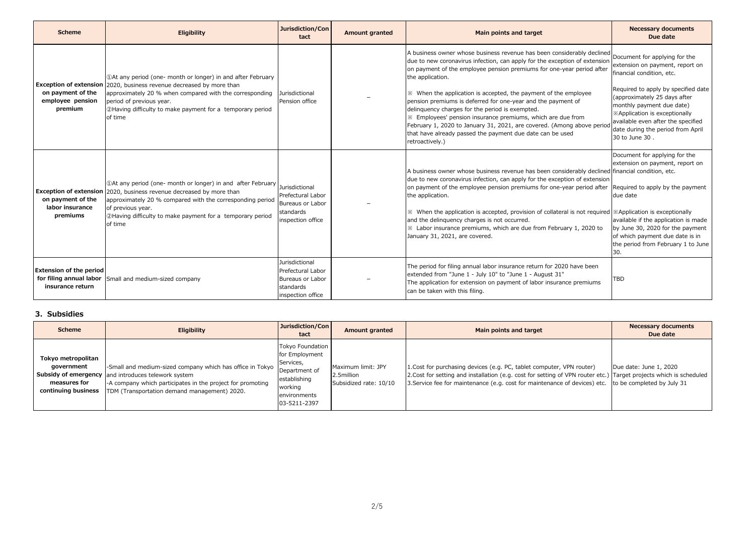| Scheme | Eligibility | Jurisdiction/Contact | Amount granted | Main points and target | Necessary documents Due date |
|---|---|---|---|---|---|
| **Exception of extension on payment of the employee pension premium** | ①At any period (one- month or longer) in and after February 2020, business revenue decreased by more than approximately 20 % when compared with the corresponding period of previous year.<br>②Having difficulty to make payment for a temporary period of time | Jurisdictional Pension office | – | A business owner whose business revenue has been considerably declined due to new coronavirus infection, can apply for the exception of extension on payment of the employee pension premiums for one-year period after the application.<br><br>※ When the application is accepted, the payment of the employee pension premiums is deferred for one-year and the payment of delinquency charges for the period is exempted.<br>※ Employees' pension insurance premiums, which are due from February 1, 2020 to January 31, 2021, are covered. (Among above period that have already passed the payment due date can be used retroactively.) | Document for applying for the extension on payment, report on financial condition, etc.<br><br>Required to apply by specified date (approximately 25 days after monthly payment due date)<br>※Application is exceptionally available even after the specified date during the period from April 30 to June 30 . |
| **Exception of extension on payment of the labor insurance premiums** | ①At any period (one- month or longer) in and after February 2020, business revenue decreased by more than approximately 20 % compared with the corresponding period of previous year.<br>②Having difficulty to make payment for a temporary period of time | Jurisdictional Prefectural Labor Bureaus or Labor standards inspection office | – | A business owner whose business revenue has been considerably declined due to new coronavirus infection, can apply for the exception of extension on payment of the employee pension premiums for one-year period after the application.<br><br>※ When the application is accepted, provision of collateral is not required and the delinquency charges is not occurred.<br>※ Labor insurance premiums, which are due from February 1, 2020 to January 31, 2021, are covered. | Document for applying for the extension on payment, report on financial condition, etc.<br><br>Required to apply by the payment due date<br><br>※Application is exceptionally available if the application is made by June 30, 2020 for the payment of which payment due date is in the period from February 1 to June 30. |
| **Extension of the period for filing annual labor insurance return** | Small and medium-sized company | Jurisdictional Prefectural Labor Bureaus or Labor standards inspection office | – | The period for filing annual labor insurance return for 2020 have been extended from "June 1 - July 10" to "June 1 - August 31"<br>The application for extension on payment of labor insurance premiums can be taken with this filing. | TBD |

## 3. Subsidies

| Scheme | Eligibility | Jurisdiction/Contact | Amount granted | Main points and target | Necessary documents Due date |
|---|---|---|---|---|---|
| **Tokyo metropolitan government Subsidy of emergency measures for continuing business** | -Small and medium-sized company which has office in Tokyo and introduces telework system<br>-A company which participates in the project for promoting TDM (Transportation demand management) 2020. | Tokyo Foundation for Employment Services, Department of establishing working environments 03-5211-2397 | Maximum limit: JPY 2.5million<br>Subsidized rate: 10/10 | 1.Cost for purchasing devices (e.g. PC, tablet computer, VPN router)<br>2.Cost for setting and installation (e.g. cost for setting of VPN router etc.)<br>3.Service fee for maintenance (e.g. cost for maintenance of devices) etc. | Due date: June 1, 2020<br>Target projects which is scheduled to be completed by July 31 |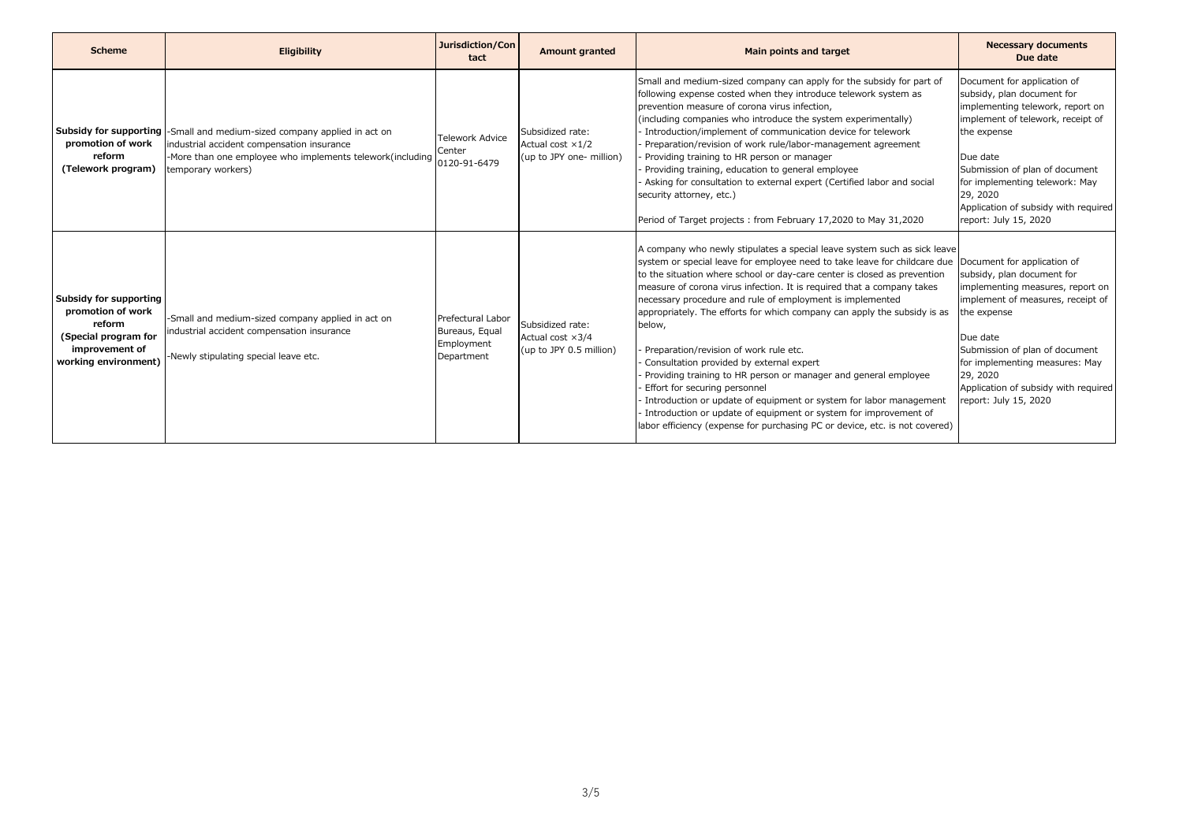| Scheme | Eligibility | Jurisdiction/Contact | Amount granted | Main points and target | Necessary documents Due date |
|---|---|---|---|---|---|
| **Subsidy for supporting promotion of work reform (Telework program)** | -Small and medium-sized company applied in act on industrial accident compensation insurance<br>-More than one employee who implements telework(including temporary workers) | Telework Advice Center<br>0120-91-6479 | Subsidized rate:<br>Actual cost ×1/2<br>(up to JPY one- million) | Small and medium-sized company can apply for the subsidy for part of following expense costed when they introduce telework system as prevention measure of corona virus infection,<br>(including companies who introduce the system experimentally)<br>- Introduction/implement of communication device for telework<br>- Preparation/revision of work rule/labor-management agreement<br>- Providing training to HR person or manager<br>- Providing training, education to general employee<br>- Asking for consultation to external expert (Certified labor and social security attorney, etc.)<br><br>Period of Target projects : from February 17,2020 to May 31,2020 | Document for application of subsidy, plan document for implementing telework, report on implement of telework, receipt of the expense<br><br>Due date<br>Submission of plan of document for implementing telework: May 29, 2020<br>Application of subsidy with required report: July 15, 2020 |
| **Subsidy for supporting promotion of work reform (Special program for improvement of working environment)** | -Small and medium-sized company applied in act on industrial accident compensation insurance<br><br>-Newly stipulating special leave etc. | Prefectural Labor Bureaus, Equal Employment Department | Subsidized rate:<br>Actual cost ×3/4<br>(up to JPY 0.5 million) | A company who newly stipulates a special leave system such as sick leave system or special leave for employee need to take leave for childcare due to the situation where school or day-care center is closed as prevention measure of corona virus infection. It is required that a company takes necessary procedure and rule of employment is implemented appropriately. The efforts for which company can apply the subsidy is as below,<br><br>- Preparation/revision of work rule etc.<br>- Consultation provided by external expert<br>- Providing training to HR person or manager and general employee<br>- Effort for securing personnel<br>- Introduction or update of equipment or system for labor management<br>- Introduction or update of equipment or system for improvement of labor efficiency (expense for purchasing PC or device, etc. is not covered) | Document for application of subsidy, plan document for implementing measures, report on implement of measures, receipt of the expense<br><br>Due date<br>Submission of plan of document for implementing measures: May 29, 2020<br>Application of subsidy with required report: July 15, 2020 |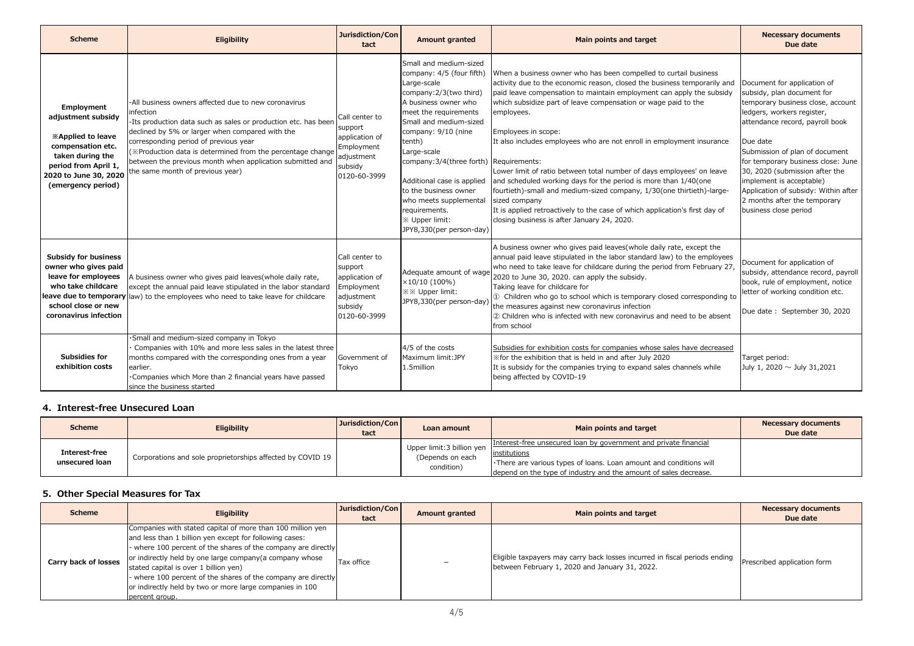| Scheme | Eligibility | Jurisdiction/Contact | Amount granted | Main points and target | Necessary documents Due date |
|---|---|---|---|---|---|
| **Employment adjustment subsidy** **※Applied to leave compensation etc. taken during the period from April 1, 2020 to June 30, 2020 (emergency period)** | -All business owners affected due to new coronavirus infection<br>-Its production data such as sales or production etc. has been declined by 5% or larger when compared with the corresponding period of previous year<br>(※Production data is determined from the percentage change between the previous month when application submitted and the same month of previous year) | Call center to support application of Employment adjustment subsidy 0120-60-3999 | Small and medium-sized company: 4/5 (four fifth)<br>Large-scale company:2/3(two third)<br>A business owner who meet the requirements<br>Small and medium-sized company: 9/10 (nine tenth)<br>Large-scale company:3/4(three forth)<br><br>Additional case is applied to the business owner who meets supplemental requirements.<br>※ Upper limit: JPY8,330(per person-day) | When a business owner who has been compelled to curtail business activity due to the economic reason, closed the business temporarily and paid leave compensation to maintain employment can apply the subsidy which subsidize part of leave compensation or wage paid to the employees.<br><br>Employees in scope:<br>It also includes employees who are not enroll in employment insurance<br><br>Requirements:<br>Lower limit of ratio between total number of days employees' on leave and scheduled working days for the period is more than 1/40(one fourtieth)-small and medium-sized company, 1/30(one thirtieth)-large-sized company<br>It is applied retroactively to the case of which application's first day of closing business is after January 24, 2020. | Document for application of subsidy, plan document for temporary business close, account ledgers, workers register, attendance record, payroll book<br><br>Due date<br>Submission of plan of document for temporary business close: June 30, 2020 (submission after the implement is acceptable)<br>Application of subsidy: Within after 2 months after the temporary business close period |
| **Subsidy for business owner who gives paid leave for employees who take childcare leave due to temporary school close or new coronavirus infection** | A business owner who gives paid leaves(whole daily rate, except the annual paid leave stipulated in the labor standard law) to the employees who need to take leave for childcare | Call center to support application of Employment adjustment subsidy 0120-60-3999 | Adequate amount of wage ×10/10 (100%)<br>※※ Upper limit: JPY8,330(per person-day) | A business owner who gives paid leaves(whole daily rate, except the annual paid leave stipulated in the labor standard law) to the employees who need to take leave for childcare during the period from February 27, 2020 to June 30, 2020. can apply the subsidy.<br>Taking leave for childcare for<br>① Children who go to school which is temporary closed corresponding to the measures against new coronavirus infection<br>② Children who is infected with new coronavirus and need to be absent from school | Document for application of subsidy, attendance record, payroll book, rule of employment, notice letter of working condition etc.<br><br>Due date： September 30, 2020 |
| **Subsidies for exhibition costs** | ･Small and medium-sized company in Tokyo<br>･ Companies with 10% and more less sales in the latest three months compared with the corresponding ones from a year earlier.<br>･Companies which More than 2 financial years have passed since the business started | Government of Tokyo | 4/5 of the costs<br>Maximum limit:JPY 1.5million | Subsidies for exhibition costs for companies whose sales have decreased<br>※for the exhibition that is held in and after July 2020<br>It is subsidy for the companies trying to expand sales channels while being affected by COVID-19 | Target period:<br>July 1, 2020 ～ July 31,2021 |

## 4. Interest-free Unsecured Loan

| Scheme | Eligibility | Jurisdiction/Contact | Loan amount | Main points and target | Necessary documents Due date |
|---|---|---|---|---|---|
| **Interest-free unsecured loan** | Corporations and sole proprietorships affected by COVID 19 | | Upper limit:3 billion yen (Depends on each condition) | Interest-free unsecured loan by government and private financial institutions<br>･There are various types of loans. Loan amount and conditions will depend on the type of industry and the amount of sales decrease. | |

## 5. Other Special Measures for Tax

| Scheme | Eligibility | Jurisdiction/Contact | Amount granted | Main points and target | Necessary documents Due date |
|---|---|---|---|---|---|
| **Carry back of losses** | Companies with stated capital of more than 100 million yen and less than 1 billion yen except for following cases:<br>- where 100 percent of the shares of the company are directly or indirectly held by one large company(a company whose stated capital is over 1 billion yen)<br>- where 100 percent of the shares of the company are directly or indirectly held by two or more large companies in 100 percent group. | Tax office | – | Eligible taxpayers may carry back losses incurred in fiscal periods ending between February 1, 2020 and January 31, 2022. | Prescribed application form |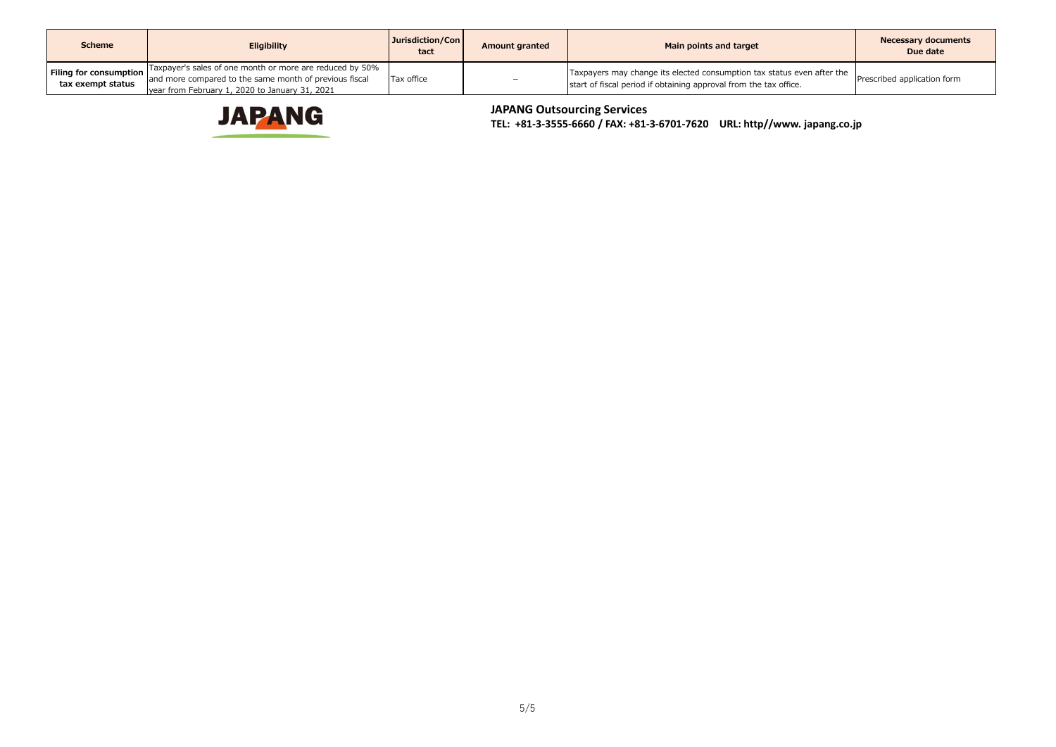| Scheme | Eligibility | Jurisdiction/Contact | Amount granted | Main points and target | Necessary documents Due date |
|---|---|---|---|---|---|
| **Filing for consumption tax exempt status** | Taxpayer's sales of one month or more are reduced by 50% and more compared to the same month of previous fiscal year from February 1, 2020 to January 31, 2021 | Tax office | – | Taxpayers may change its elected consumption tax status even after the start of fiscal period if obtaining approval from the tax office. | Prescribed application form |

JAPANG

**JAPANG Outsourcing Services**

**TEL: +81-3-3555-6660 / FAX: +81-3-6701-7620 URL: http//www. japang.co.jp**